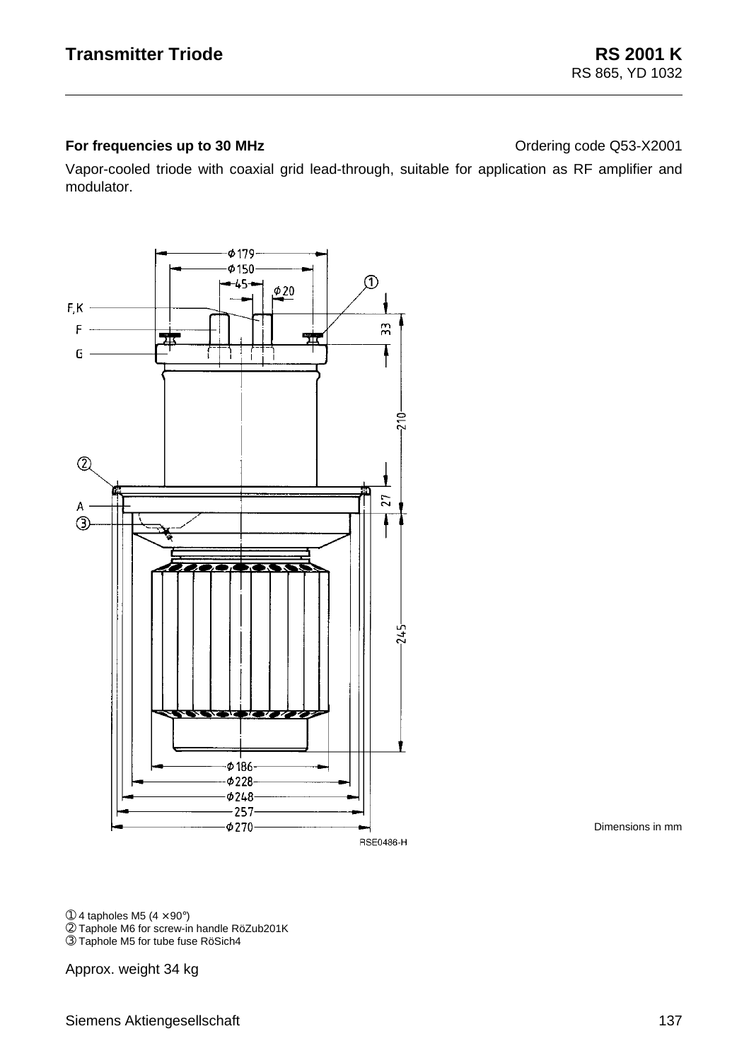# Transmitter Triode

## RS 2001 K

RS 865, YD 1032

**For frequencies up to 30 MHz**

Ordering code Q53-X2001

Vapor-cooled triode with coaxial grid lead-through, suitable for application as RF amplifier and modulator.

Dimensions in mm

RSE0486-H

① 4 tapholes M5 (4 × 90°)
② Taphole M6 for screw-in handle RöZub201K
③ Taphole M5 for tube fuse RöSich4

Approx. weight 34 kg

Siemens Aktiengesellschaft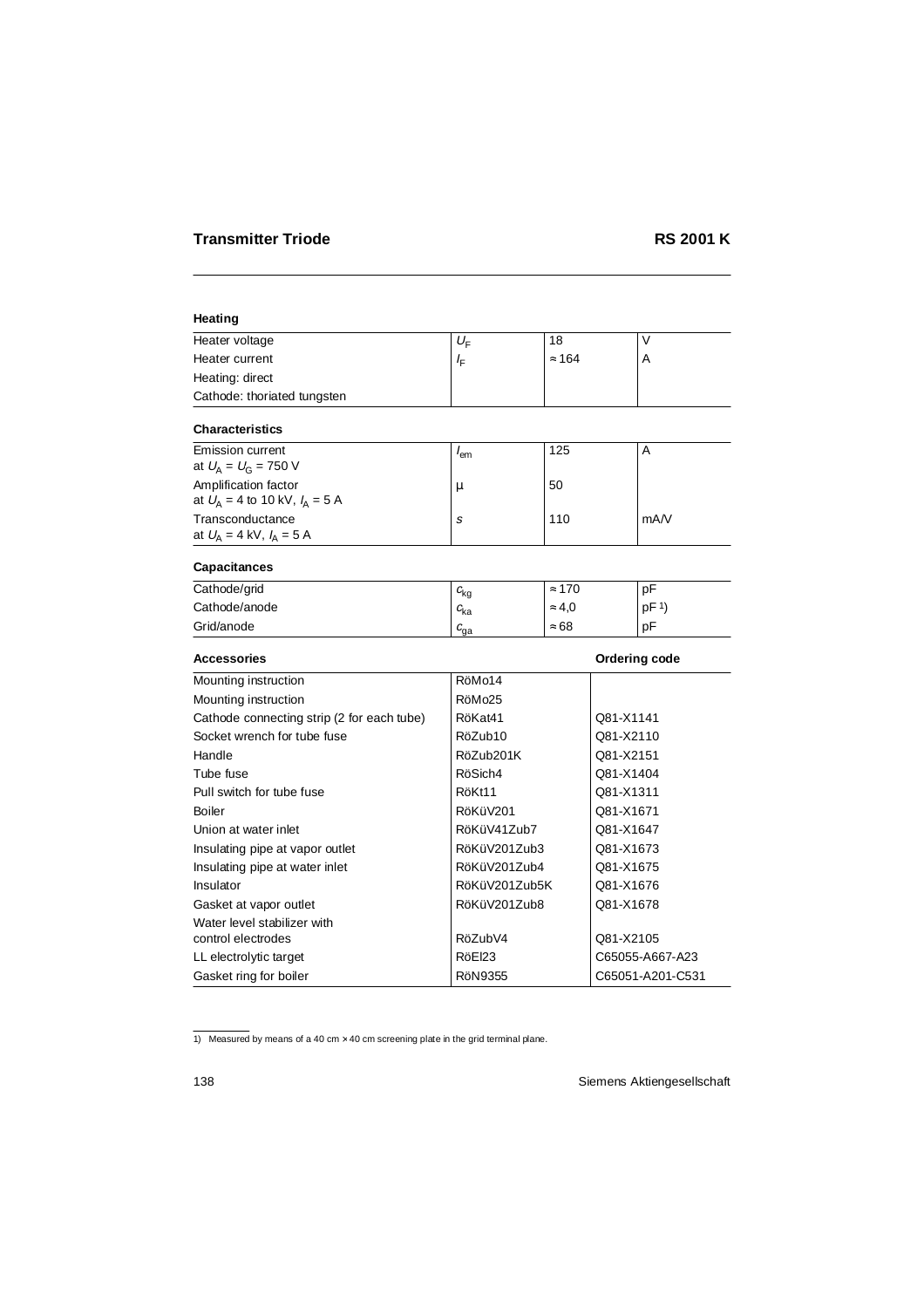# Transmitter Triode RS 2001 K

### Heating

| | | | |
|---|---|---|---|
| Heater voltage | $U_F$ | 18 | V |
| Heater current | $I_F$ | ≈ 164 | A |
| Heating: direct | | | |
| Cathode: thoriated tungsten | | | |

### Characteristics

| | | | |
|---|---|---|---|
| Emission current at $U_A = U_G = 750$ V | $I_{em}$ | 125 | A |
| Amplification factor at $U_A = 4$ to 10 kV, $I_A = 5$ A | μ | 50 | |
| Transconductance at $U_A = 4$ kV, $I_A = 5$ A | $S$ | 110 | mA/V |

### Capacitances

| | | | |
|---|---|---|---|
| Cathode/grid | $c_{kg}$ | ≈ 170 | pF |
| Cathode/anode | $c_{ka}$ | ≈ 4,0 | pF [1] |
| Grid/anode | $c_{ga}$ | ≈ 68 | pF |

### Accessories

| Accessories | | Ordering code |
|---|---|---|
| Mounting instruction | RöMo14 | |
| Mounting instruction | RöMo25 | |
| Cathode connecting strip (2 for each tube) | RöKat41 | Q81-X1141 |
| Socket wrench for tube fuse | RöZub10 | Q81-X2110 |
| Handle | RöZub201K | Q81-X2151 |
| Tube fuse | RöSich4 | Q81-X1404 |
| Pull switch for tube fuse | RöKt11 | Q81-X1311 |
| Boiler | RöKüV201 | Q81-X1671 |
| Union at water inlet | RöKüV41Zub7 | Q81-X1647 |
| Insulating pipe at vapor outlet | RöKüV201Zub3 | Q81-X1673 |
| Insulating pipe at water inlet | RöKüV201Zub4 | Q81-X1675 |
| Insulator | RöKüV201Zub5K | Q81-X1676 |
| Gasket at vapor outlet | RöKüV201Zub8 | Q81-X1678 |
| Water level stabilizer with control electrodes | RöZubV4 | Q81-X2105 |
| LL electrolytic target | RöEl23 | C65055-A667-A23 |
| Gasket ring for boiler | RöN9355 | C65051-A201-C531 |

[1] Measured by means of a 40 cm × 40 cm screening plate in the grid terminal plane.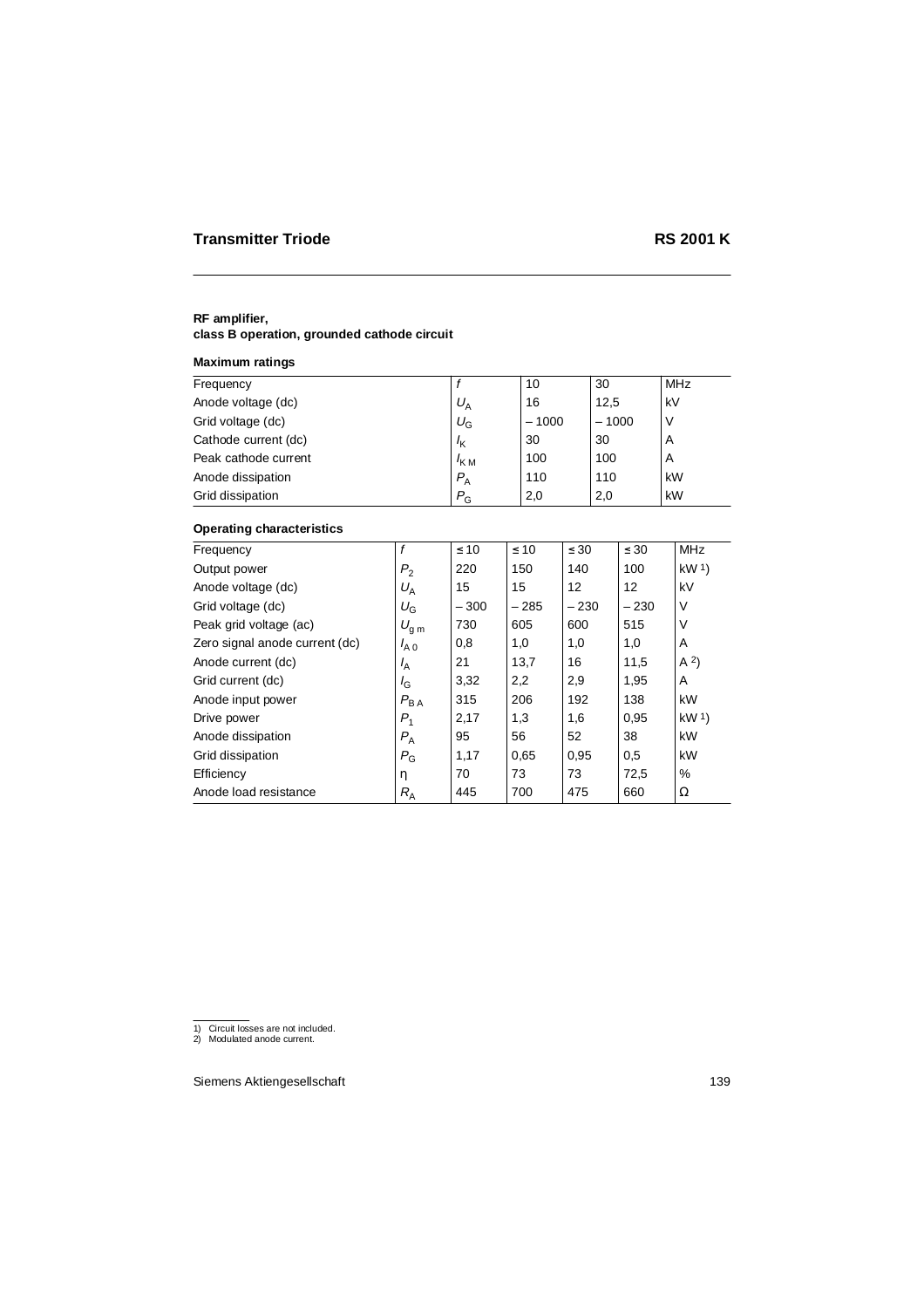# Transmitter Triode RS 2001 K

**RF amplifier,**
**class B operation, grounded cathode circuit**

**Maximum ratings**

| Frequency | $f$ | 10 | 30 | MHz |
|---|---|---|---|---|
| Anode voltage (dc) | $U_A$ | 16 | 12,5 | kV |
| Grid voltage (dc) | $U_G$ | – 1000 | – 1000 | V |
| Cathode current (dc) | $I_K$ | 30 | 30 | A |
| Peak cathode current | $I_{KM}$ | 100 | 100 | A |
| Anode dissipation | $P_A$ | 110 | 110 | kW |
| Grid dissipation | $P_G$ | 2,0 | 2,0 | kW |

**Operating characteristics**

| Frequency | $f$ | ≤ 10 | ≤ 10 | ≤ 30 | ≤ 30 | MHz |
|---|---|---|---|---|---|---|
| Output power | $P_2$ | 220 | 150 | 140 | 100 | kW [1] |
| Anode voltage (dc) | $U_A$ | 15 | 15 | 12 | 12 | kV |
| Grid voltage (dc) | $U_G$ | – 300 | – 285 | – 230 | – 230 | V |
| Peak grid voltage (ac) | $U_{gm}$ | 730 | 605 | 600 | 515 | V |
| Zero signal anode current (dc) | $I_{A0}$ | 0,8 | 1,0 | 1,0 | 1,0 | A |
| Anode current (dc) | $I_A$ | 21 | 13,7 | 16 | 11,5 | A [2] |
| Grid current (dc) | $I_G$ | 3,32 | 2,2 | 2,9 | 1,95 | A |
| Anode input power | $P_{BA}$ | 315 | 206 | 192 | 138 | kW |
| Drive power | $P_1$ | 2,17 | 1,3 | 1,6 | 0,95 | kW [1] |
| Anode dissipation | $P_A$ | 95 | 56 | 52 | 38 | kW |
| Grid dissipation | $P_G$ | 1,17 | 0,65 | 0,95 | 0,5 | kW |
| Efficiency | η | 70 | 73 | 73 | 72,5 | % |
| Anode load resistance | $R_A$ | 445 | 700 | 475 | 660 | Ω |

1) Circuit losses are not included.
2) Modulated anode current.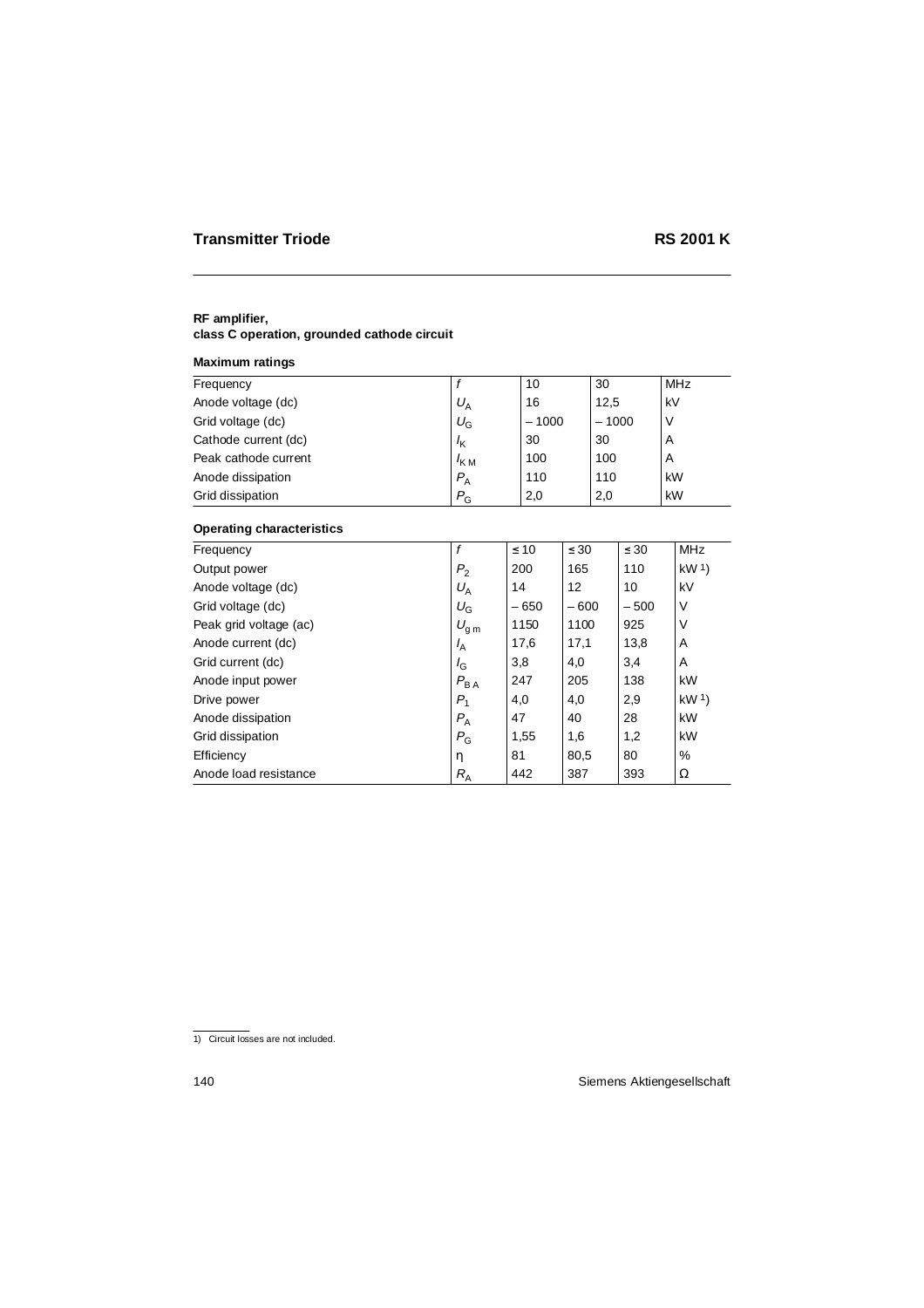# Transmitter Triode RS 2001 K

**RF amplifier,**
**class C operation, grounded cathode circuit**

**Maximum ratings**

| Frequency | $f$ | 10 | 30 | MHz |
|---|---|---|---|---|
| Anode voltage (dc) | $U_A$ | 16 | 12,5 | kV |
| Grid voltage (dc) | $U_G$ | – 1000 | – 1000 | V |
| Cathode current (dc) | $I_K$ | 30 | 30 | A |
| Peak cathode current | $I_{KM}$ | 100 | 100 | A |
| Anode dissipation | $P_A$ | 110 | 110 | kW |
| Grid dissipation | $P_G$ | 2,0 | 2,0 | kW |

**Operating characteristics**

| Frequency | $f$ | ≤ 10 | ≤ 30 | ≤ 30 | MHz |
|---|---|---|---|---|---|
| Output power | $P_2$ | 200 | 165 | 110 | kW [1] |
| Anode voltage (dc) | $U_A$ | 14 | 12 | 10 | kV |
| Grid voltage (dc) | $U_G$ | – 650 | – 600 | – 500 | V |
| Peak grid voltage (ac) | $U_{gm}$ | 1150 | 1100 | 925 | V |
| Anode current (dc) | $I_A$ | 17,6 | 17,1 | 13,8 | A |
| Grid current (dc) | $I_G$ | 3,8 | 4,0 | 3,4 | A |
| Anode input power | $P_{BA}$ | 247 | 205 | 138 | kW |
| Drive power | $P_1$ | 4,0 | 4,0 | 2,9 | kW [1] |
| Anode dissipation | $P_A$ | 47 | 40 | 28 | kW |
| Grid dissipation | $P_G$ | 1,55 | 1,6 | 1,2 | kW |
| Efficiency | η | 81 | 80,5 | 80 | % |
| Anode load resistance | $R_A$ | 442 | 387 | 393 | Ω |

1) Circuit losses are not included.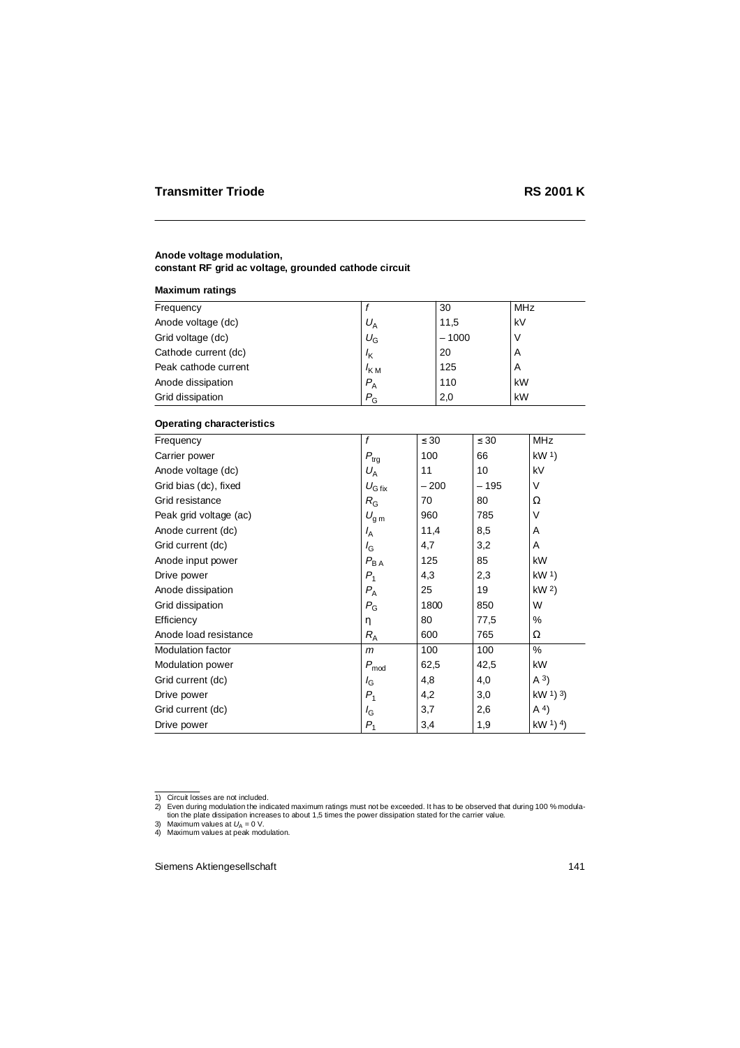# Transmitter Triode RS 2001 K

**Anode voltage modulation,**
**constant RF grid ac voltage, grounded cathode circuit**

**Maximum ratings**

| | | | |
|---|---|---|---|
| Frequency | $f$ | 30 | MHz |
| Anode voltage (dc) | $U_A$ | 11,5 | kV |
| Grid voltage (dc) | $U_G$ | – 1000 | V |
| Cathode current (dc) | $I_K$ | 20 | A |
| Peak cathode current | $I_{KM}$ | 125 | A |
| Anode dissipation | $P_A$ | 110 | kW |
| Grid dissipation | $P_G$ | 2,0 | kW |

**Operating characteristics**

| | | | | |
|---|---|---|---|---|
| Frequency | $f$ | ≤ 30 | ≤ 30 | MHz |
| Carrier power | $P_{trg}$ | 100 | 66 | kW [1] |
| Anode voltage (dc) | $U_A$ | 11 | 10 | kV |
| Grid bias (dc), fixed | $U_{G\,fix}$ | – 200 | – 195 | V |
| Grid resistance | $R_G$ | 70 | 80 | Ω |
| Peak grid voltage (ac) | $U_{gm}$ | 960 | 785 | V |
| Anode current (dc) | $I_A$ | 11,4 | 8,5 | A |
| Grid current (dc) | $I_G$ | 4,7 | 3,2 | A |
| Anode input power | $P_{BA}$ | 125 | 85 | kW |
| Drive power | $P_1$ | 4,3 | 2,3 | kW [1] |
| Anode dissipation | $P_A$ | 25 | 19 | kW [2] |
| Grid dissipation | $P_G$ | 1800 | 850 | W |
| Efficiency | η | 80 | 77,5 | % |
| Anode load resistance | $R_A$ | 600 | 765 | Ω |
| Modulation factor | $m$ | 100 | 100 | % |
| Modulation power | $P_{mod}$ | 62,5 | 42,5 | kW |
| Grid current (dc) | $I_G$ | 4,8 | 4,0 | A [3] |
| Drive power | $P_1$ | 4,2 | 3,0 | kW [1] [3] |
| Grid current (dc) | $I_G$ | 3,7 | 2,6 | A [4] |
| Drive power | $P_1$ | 3,4 | 1,9 | kW [1] [4] |

1) Circuit losses are not included.
2) Even during modulation the indicated maximum ratings must not be exceeded. It has to be observed that during 100 % modulation the plate dissipation increases to about 1,5 times the power dissipation stated for the carrier value.
3) Maximum values at $U_A = 0$ V.
4) Maximum values at peak modulation.

Siemens Aktiengesellschaft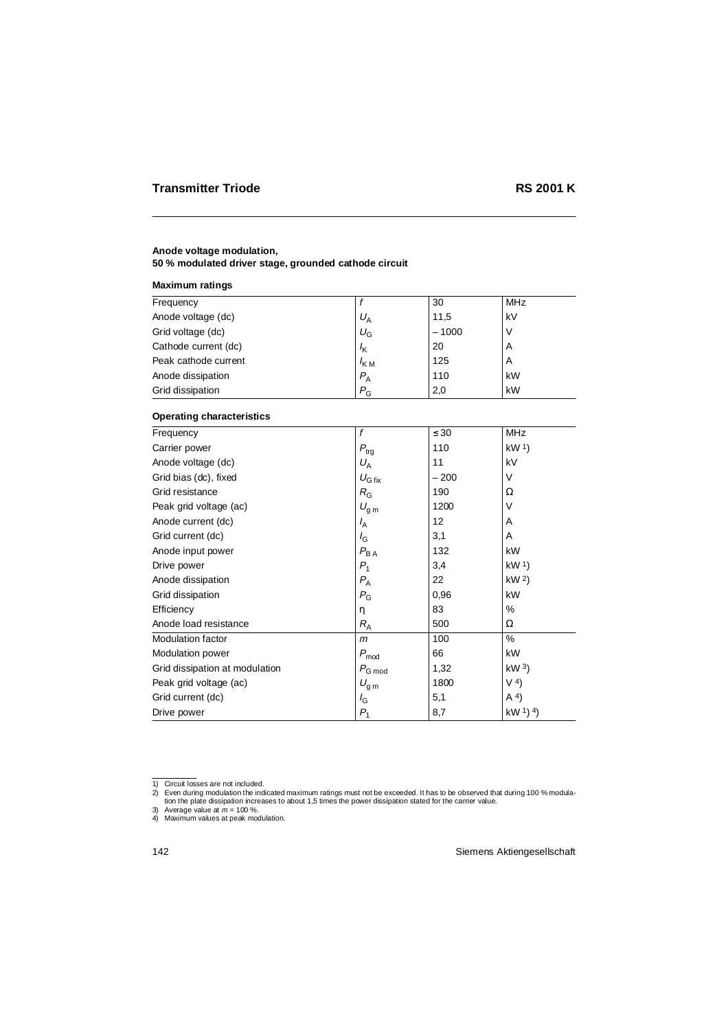## Transmitter Triode RS 2001 K

**Anode voltage modulation,**
**50 % modulated driver stage, grounded cathode circuit**

**Maximum ratings**

| | | | |
|---|---|---|---|
| Frequency | $f$ | 30 | MHz |
| Anode voltage (dc) | $U_A$ | 11,5 | kV |
| Grid voltage (dc) | $U_G$ | – 1000 | V |
| Cathode current (dc) | $I_K$ | 20 | A |
| Peak cathode current | $I_{KM}$ | 125 | A |
| Anode dissipation | $P_A$ | 110 | kW |
| Grid dissipation | $P_G$ | 2,0 | kW |

**Operating characteristics**

| | | | |
|---|---|---|---|
| Frequency | $f$ | ≤ 30 | MHz |
| Carrier power | $P_{trg}$ | 110 | kW [1] |
| Anode voltage (dc) | $U_A$ | 11 | kV |
| Grid bias (dc), fixed | $U_{G\,fix}$ | – 200 | V |
| Grid resistance | $R_G$ | 190 | Ω |
| Peak grid voltage (ac) | $U_{g\,m}$ | 1200 | V |
| Anode current (dc) | $I_A$ | 12 | A |
| Grid current (dc) | $I_G$ | 3,1 | A |
| Anode input power | $P_{B\,A}$ | 132 | kW |
| Drive power | $P_1$ | 3,4 | kW [1] |
| Anode dissipation | $P_A$ | 22 | kW [2] |
| Grid dissipation | $P_G$ | 0,96 | kW |
| Efficiency | η | 83 | % |
| Anode load resistance | $R_A$ | 500 | Ω |
| Modulation factor | $m$ | 100 | % |
| Modulation power | $P_{mod}$ | 66 | kW |
| Grid dissipation at modulation | $P_{G\,mod}$ | 1,32 | kW [3] |
| Peak grid voltage (ac) | $U_{g\,m}$ | 1800 | V [4] |
| Grid current (dc) | $I_G$ | 5,1 | A [4] |
| Drive power | $P_1$ | 8,7 | kW [1] [4] |

1) Circuit losses are not included.
2) Even during modulation the indicated maximum ratings must not be exceeded. It has to be observed that during 100 % modulation the plate dissipation increases to about 1,5 times the power dissipation stated for the carrier value.
3) Average value at $m$ = 100 %.
4) Maximum values at peak modulation.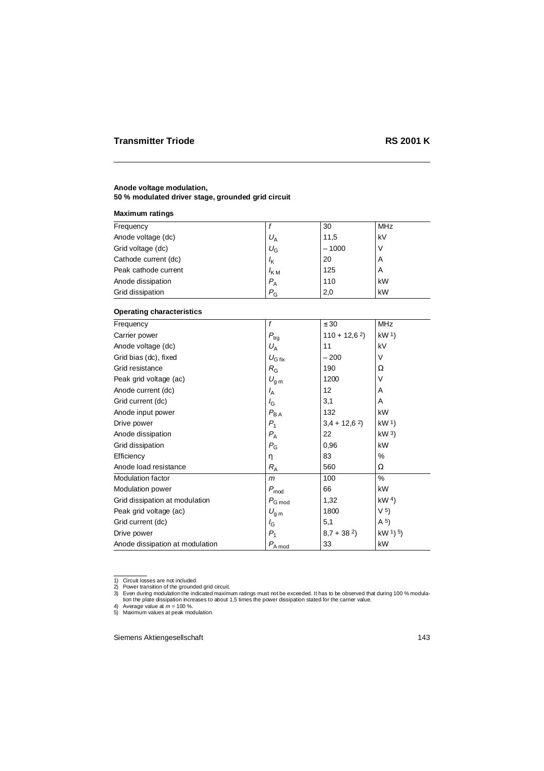**Anode voltage modulation,**
**50 % modulated driver stage, grounded grid circuit**

**Maximum ratings**

| | | | |
|---|---|---|---|
| Frequency | $f$ | 30 | MHz |
| Anode voltage (dc) | $U_A$ | 11,5 | kV |
| Grid voltage (dc) | $U_G$ | – 1000 | V |
| Cathode current (dc) | $I_K$ | 20 | A |
| Peak cathode current | $I_{KM}$ | 125 | A |
| Anode dissipation | $P_A$ | 110 | kW |
| Grid dissipation | $P_G$ | 2,0 | kW |

**Operating characteristics**

| | | | |
|---|---|---|---|
| Frequency | $f$ | ≤ 30 | MHz |
| Carrier power | $P_{trg}$ | 110 + 12,6 [2] | kW [1] |
| Anode voltage (dc) | $U_A$ | 11 | kV |
| Grid bias (dc), fixed | $U_{G\,fix}$ | – 200 | V |
| Grid resistance | $R_G$ | 190 | Ω |
| Peak grid voltage (ac) | $U_{g\,m}$ | 1200 | V |
| Anode current (dc) | $I_A$ | 12 | A |
| Grid current (dc) | $I_G$ | 3,1 | A |
| Anode input power | $P_{BA}$ | 132 | kW |
| Drive power | $P_1$ | 3,4 + 12,6 [2] | kW [1] |
| Anode dissipation | $P_A$ | 22 | kW [3] |
| Grid dissipation | $P_G$ | 0,96 | kW |
| Efficiency | η | 83 | % |
| Anode load resistance | $R_A$ | 560 | Ω |
| Modulation factor | $m$ | 100 | % |
| Modulation power | $P_{mod}$ | 66 | kW |
| Grid dissipation at modulation | $P_{G\,mod}$ | 1,32 | kW [4] |
| Peak grid voltage (ac) | $U_{g\,m}$ | 1800 | V [5] |
| Grid current (dc) | $I_G$ | 5,1 | A [5] |
| Drive power | $P_1$ | 8,7 + 38 [2] | kW [1] [5] |
| Anode dissipation at modulation | $P_{A\,mod}$ | 33 | kW |

1) Circuit losses are not included.
2) Power transition of the grounded grid circuit.
3) Even during modulation the indicated maximum ratings must not be exceeded. It has to be observed that during 100 % modulation the plate dissipation increases to about 1,5 times the power dissipation stated for the carrier value.
4) Average value at $m$ = 100 %.
5) Maximum values at peak modulation.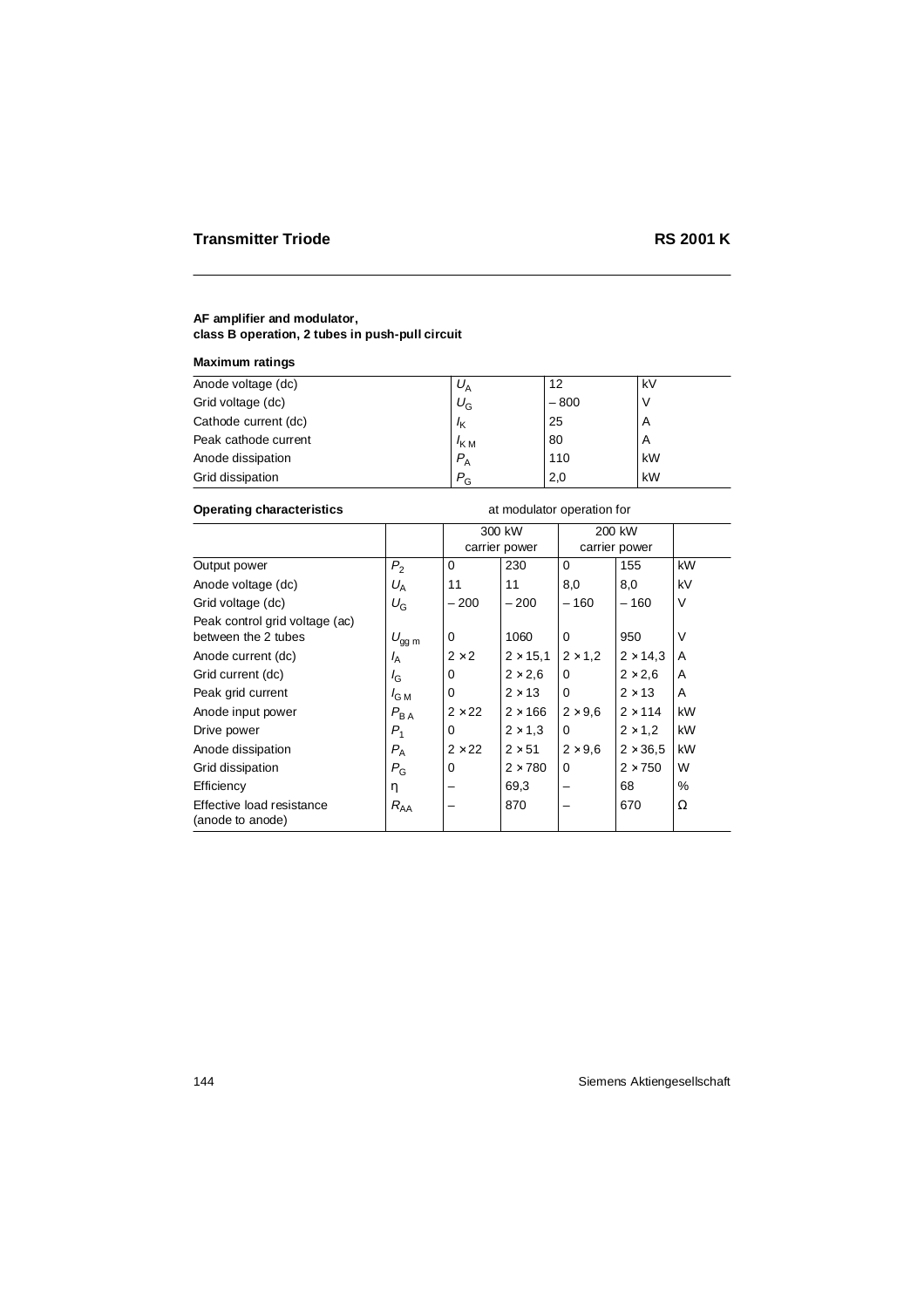## Transmitter Triode RS 2001 K

**AF amplifier and modulator,**
**class B operation, 2 tubes in push-pull circuit**

**Maximum ratings**

| | | | |
|---|---|---|---|
| Anode voltage (dc) | $U_A$ | 12 | kV |
| Grid voltage (dc) | $U_G$ | – 800 | V |
| Cathode current (dc) | $I_K$ | 25 | A |
| Peak cathode current | $I_{KM}$ | 80 | A |
| Anode dissipation | $P_A$ | 110 | kW |
| Grid dissipation | $P_G$ | 2,0 | kW |

**Operating characteristics** at modulator operation for

| | | 300 kW carrier power | | 200 kW carrier power | | |
|---|---|---|---|---|---|---|
| Output power | $P_2$ | 0 | 230 | 0 | 155 | kW |
| Anode voltage (dc) | $U_A$ | 11 | 11 | 8,0 | 8,0 | kV |
| Grid voltage (dc) | $U_G$ | – 200 | – 200 | – 160 | – 160 | V |
| Peak control grid voltage (ac) between the 2 tubes | $U_{gg\,m}$ | 0 | 1060 | 0 | 950 | V |
| Anode current (dc) | $I_A$ | 2 × 2 | 2 × 15,1 | 2 × 1,2 | 2 × 14,3 | A |
| Grid current (dc) | $I_G$ | 0 | 2 × 2,6 | 0 | 2 × 2,6 | A |
| Peak grid current | $I_{GM}$ | 0 | 2 × 13 | 0 | 2 × 13 | A |
| Anode input power | $P_{BA}$ | 2 × 22 | 2 × 166 | 2 × 9,6 | 2 × 114 | kW |
| Drive power | $P_1$ | 0 | 2 × 1,3 | 0 | 2 × 1,2 | kW |
| Anode dissipation | $P_A$ | 2 × 22 | 2 × 51 | 2 × 9,6 | 2 × 36,5 | kW |
| Grid dissipation | $P_G$ | 0 | 2 × 780 | 0 | 2 × 750 | W |
| Efficiency | η | – | 69,3 | – | 68 | % |
| Effective load resistance (anode to anode) | $R_{AA}$ | – | 870 | – | 670 | Ω |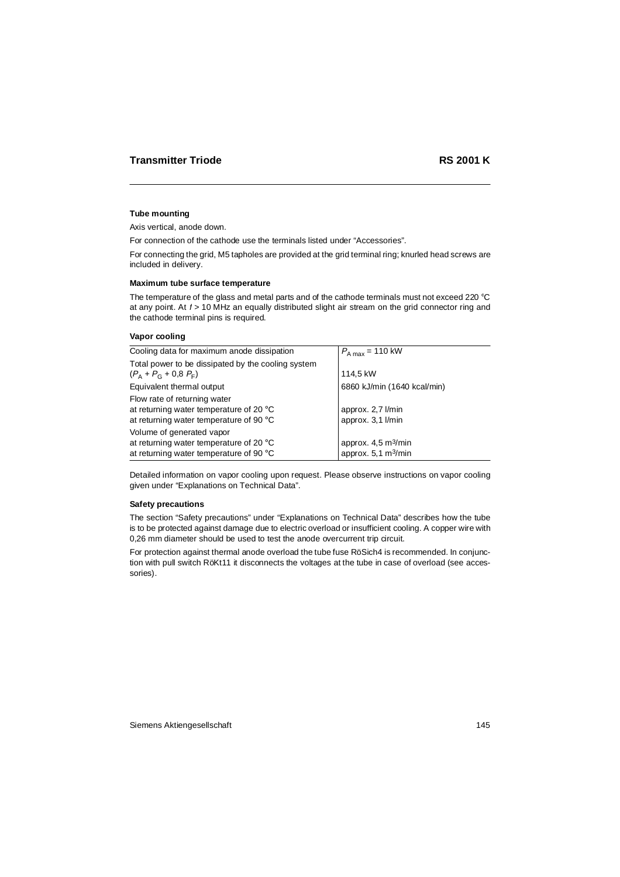# Transmitter Triode RS 2001 K

### Tube mounting

Axis vertical, anode down.

For connection of the cathode use the terminals listed under "Accessories".

For connecting the grid, M5 tapholes are provided at the grid terminal ring; knurled head screws are included in delivery.

### Maximum tube surface temperature

The temperature of the glass and metal parts and of the cathode terminals must not exceed 220 °C at any point. At $f$ > 10 MHz an equally distributed slight air stream on the grid connector ring and the cathode terminal pins is required.

### Vapor cooling

| Cooling data for maximum anode dissipation | $P_{A\,max}$ = 110 kW |
|---|---|
| Total power to be dissipated by the cooling system ($P_A + P_G + 0{,}8\,P_F$) | 114,5 kW |
| Equivalent thermal output | 6860 kJ/min (1640 kcal/min) |
| Flow rate of returning water | |
| at returning water temperature of 20 °C | approx. 2,7 l/min |
| at returning water temperature of 90 °C | approx. 3,1 l/min |
| Volume of generated vapor | |
| at returning water temperature of 20 °C | approx. 4,5 $m^3$/min |
| at returning water temperature of 90 °C | approx. 5,1 $m^3$/min |

Detailed information on vapor cooling upon request. Please observe instructions on vapor cooling given under "Explanations on Technical Data".

### Safety precautions

The section "Safety precautions" under "Explanations on Technical Data" describes how the tube is to be protected against damage due to electric overload or insufficient cooling. A copper wire with 0,26 mm diameter should be used to test the anode overcurrent trip circuit.

For protection against thermal anode overload the tube fuse RöSich4 is recommended. In conjunction with pull switch RöKt11 it disconnects the voltages at the tube in case of overload (see accessories).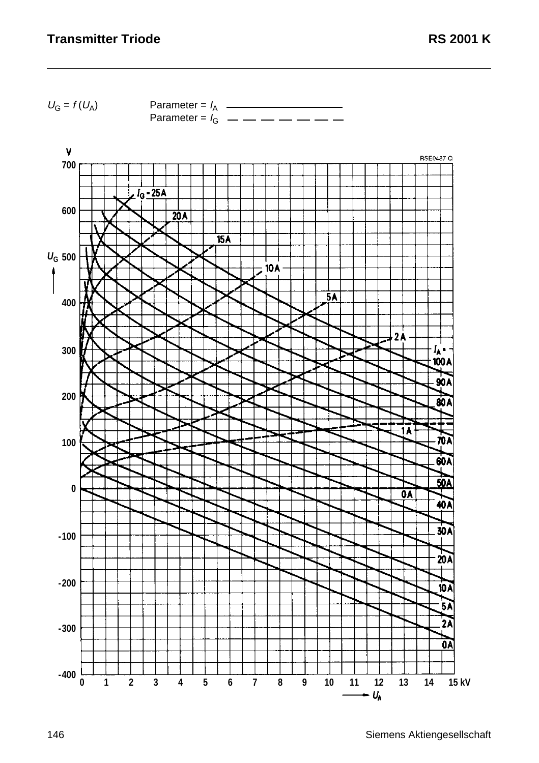$U_G = f(U_A)$ Parameter = $I_A$ ————
Parameter = $I_G$ — — — —

V

700

600

500

$U_G$

400

300

200

100

0

-100

-200

-300

-400

0 1 2 3 4 5 6 7 8 9 10 11 12 13 14 15 kV

$U_A$

RSE0487-Q

$I_G$ = 25 A

20 A

15 A

10 A

5 A

2 A

1 A

0 A

$I_A$ =

100 A

90 A

80 A

70 A

60 A

50 A

40 A

30 A

20 A

10 A

5 A

2 A

0 A